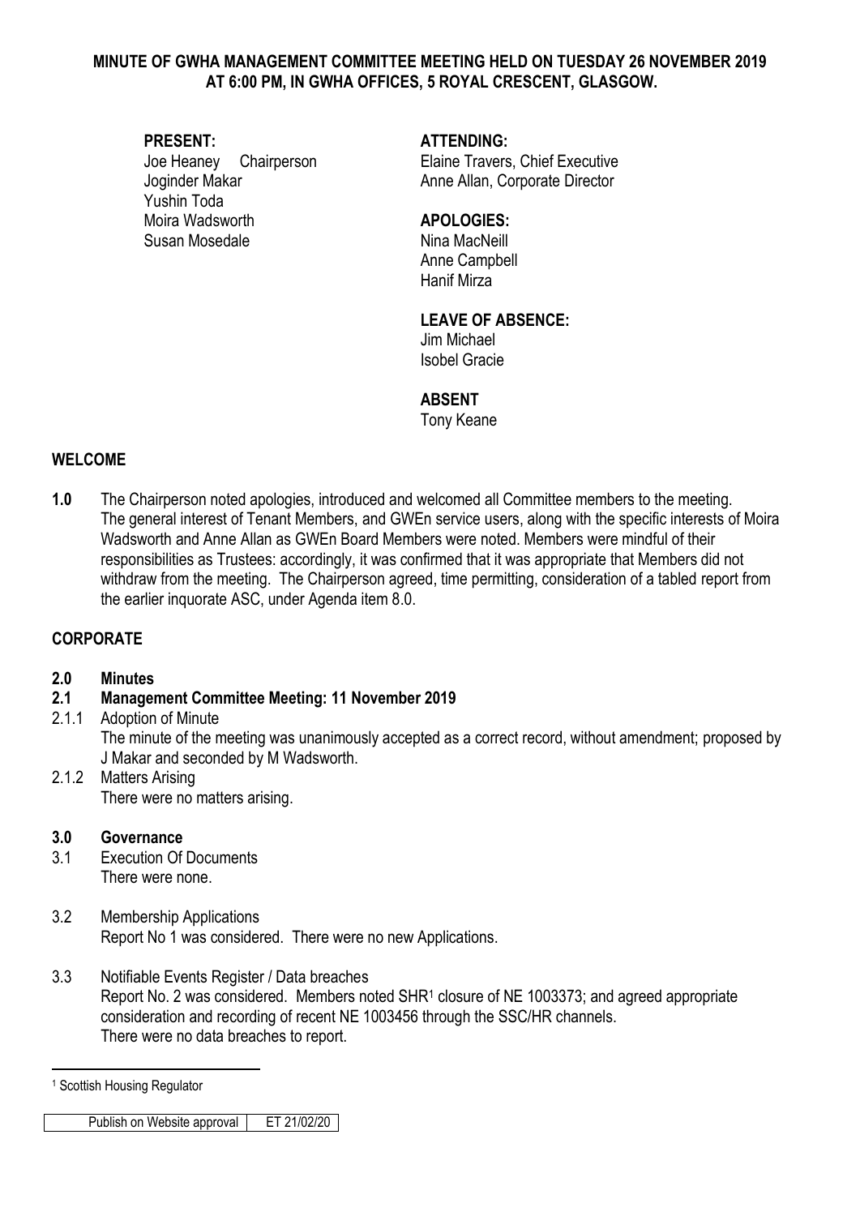# MINUTE OF GWHA MANAGEMENT COMMITTEE MEETING HELD ON TUESDAY 26 NOVEMBER 2019 AT 6:00 PM, IN GWHA OFFICES, 5 ROYAL CRESCENT, GLASGOW.

**PRESENT:**
Joe Heaney Chairperson
Joginder Makar
Yushin Toda
Moira Wadsworth
Susan Mosedale

**ATTENDING:**
Elaine Travers, Chief Executive
Anne Allan, Corporate Director

**APOLOGIES:**
Nina MacNeill
Anne Campbell
Hanif Mirza

**LEAVE OF ABSENCE:**
Jim Michael
Isobel Gracie

**ABSENT**
Tony Keane

## WELCOME

**1.0** The Chairperson noted apologies, introduced and welcomed all Committee members to the meeting. The general interest of Tenant Members, and GWEn service users, along with the specific interests of Moira Wadsworth and Anne Allan as GWEn Board Members were noted. Members were mindful of their responsibilities as Trustees: accordingly, it was confirmed that it was appropriate that Members did not withdraw from the meeting. The Chairperson agreed, time permitting, consideration of a tabled report from the earlier inquorate ASC, under Agenda item 8.0.

## CORPORATE

### 2.0 Minutes

### 2.1 Management Committee Meeting: 11 November 2019

2.1.1 Adoption of Minute
The minute of the meeting was unanimously accepted as a correct record, without amendment; proposed by J Makar and seconded by M Wadsworth.

2.1.2 Matters Arising
There were no matters arising.

### 3.0 Governance

3.1 Execution Of Documents
There were none.

3.2 Membership Applications
Report No 1 was considered. There were no new Applications.

3.3 Notifiable Events Register / Data breaches
Report No. 2 was considered. Members noted SHR[1] closure of NE 1003373; and agreed appropriate consideration and recording of recent NE 1003456 through the SSC/HR channels.
There were no data breaches to report.

[1] Scottish Housing Regulator

| Publish on Website approval | ET 21/02/20 |
|---|---|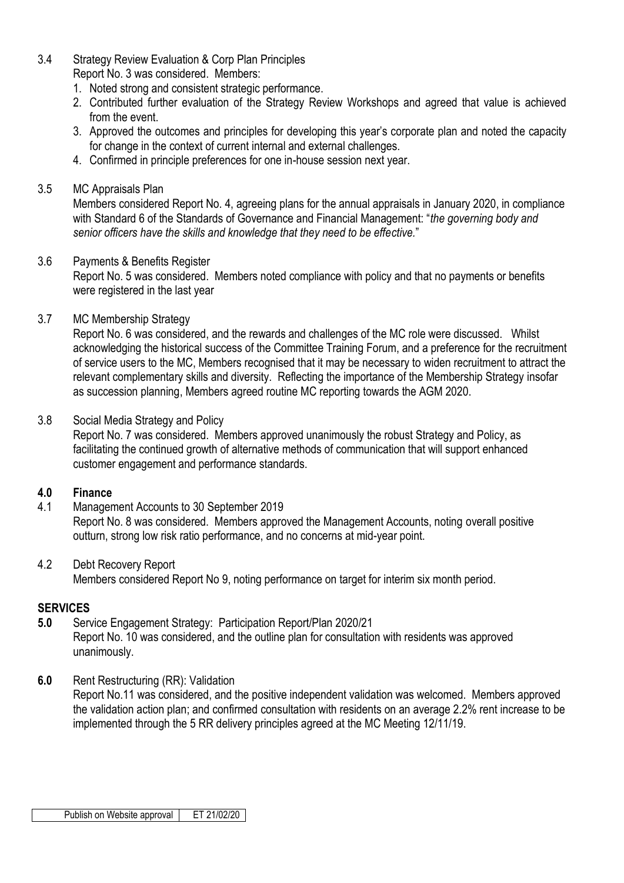3.4 Strategy Review Evaluation & Corp Plan Principles

Report No. 3 was considered. Members:

1. Noted strong and consistent strategic performance.
2. Contributed further evaluation of the Strategy Review Workshops and agreed that value is achieved from the event.
3. Approved the outcomes and principles for developing this year's corporate plan and noted the capacity for change in the context of current internal and external challenges.
4. Confirmed in principle preferences for one in-house session next year.

3.5 MC Appraisals Plan

Members considered Report No. 4, agreeing plans for the annual appraisals in January 2020, in compliance with Standard 6 of the Standards of Governance and Financial Management: "*the governing body and senior officers have the skills and knowledge that they need to be effective.*"

3.6 Payments & Benefits Register

Report No. 5 was considered. Members noted compliance with policy and that no payments or benefits were registered in the last year

3.7 MC Membership Strategy

Report No. 6 was considered, and the rewards and challenges of the MC role were discussed. Whilst acknowledging the historical success of the Committee Training Forum, and a preference for the recruitment of service users to the MC, Members recognised that it may be necessary to widen recruitment to attract the relevant complementary skills and diversity. Reflecting the importance of the Membership Strategy insofar as succession planning, Members agreed routine MC reporting towards the AGM 2020.

3.8 Social Media Strategy and Policy

Report No. 7 was considered. Members approved unanimously the robust Strategy and Policy, as facilitating the continued growth of alternative methods of communication that will support enhanced customer engagement and performance standards.

**4.0 Finance**

4.1 Management Accounts to 30 September 2019

Report No. 8 was considered. Members approved the Management Accounts, noting overall positive outturn, strong low risk ratio performance, and no concerns at mid-year point.

4.2 Debt Recovery Report

Members considered Report No 9, noting performance on target for interim six month period.

**SERVICES**

**5.0** Service Engagement Strategy: Participation Report/Plan 2020/21

Report No. 10 was considered, and the outline plan for consultation with residents was approved unanimously.

**6.0** Rent Restructuring (RR): Validation

Report No.11 was considered, and the positive independent validation was welcomed. Members approved the validation action plan; and confirmed consultation with residents on an average 2.2% rent increase to be implemented through the 5 RR delivery principles agreed at the MC Meeting 12/11/19.

| Publish on Website approval | ET 21/02/20 |
|---|---|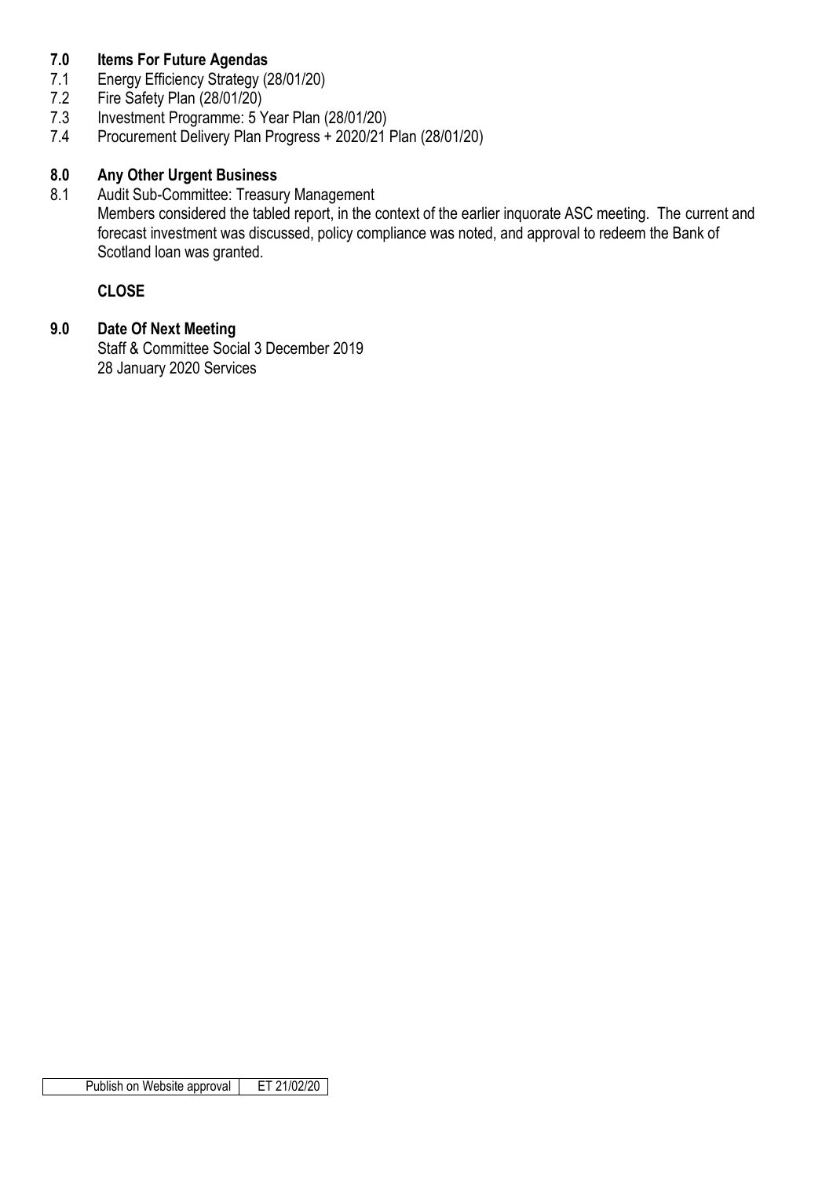## 7.0 Items For Future Agendas

7.1 Energy Efficiency Strategy (28/01/20)

7.2 Fire Safety Plan (28/01/20)

7.3 Investment Programme: 5 Year Plan (28/01/20)

7.4 Procurement Delivery Plan Progress + 2020/21 Plan (28/01/20)

## 8.0 Any Other Urgent Business

8.1 Audit Sub-Committee: Treasury Management

Members considered the tabled report, in the context of the earlier inquorate ASC meeting. The current and forecast investment was discussed, policy compliance was noted, and approval to redeem the Bank of Scotland loan was granted.

**CLOSE**

## 9.0 Date Of Next Meeting

Staff & Committee Social 3 December 2019

28 January 2020 Services

| | |
|---|---|
| Publish on Website approval | ET 21/02/20 |